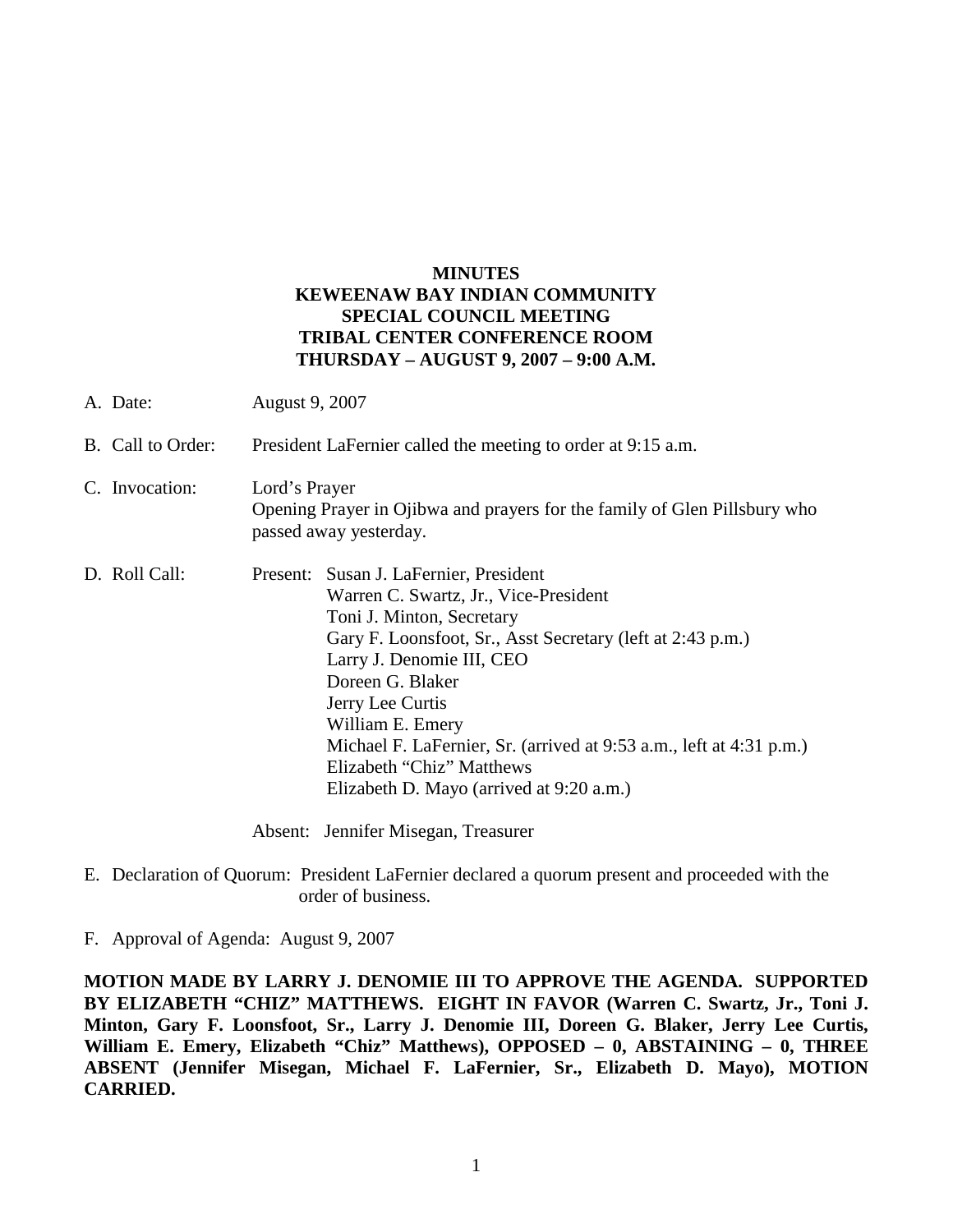# MINUTES
# KEWEENAW BAY INDIAN COMMUNITY
# SPECIAL COUNCIL MEETING
# TRIBAL CENTER CONFERENCE ROOM
# THURSDAY – AUGUST 9, 2007 – 9:00 A.M.

A. Date: August 9, 2007

B. Call to Order: President LaFernier called the meeting to order at 9:15 a.m.

C. Invocation: Lord's Prayer
Opening Prayer in Ojibwa and prayers for the family of Glen Pillsbury who passed away yesterday.

D. Roll Call: Present: Susan J. LaFernier, President
Warren C. Swartz, Jr., Vice-President
Toni J. Minton, Secretary
Gary F. Loonsfoot, Sr., Asst Secretary (left at 2:43 p.m.)
Larry J. Denomie III, CEO
Doreen G. Blaker
Jerry Lee Curtis
William E. Emery
Michael F. LaFernier, Sr. (arrived at 9:53 a.m., left at 4:31 p.m.)
Elizabeth "Chiz" Matthews
Elizabeth D. Mayo (arrived at 9:20 a.m.)

Absent: Jennifer Misegan, Treasurer

E. Declaration of Quorum: President LaFernier declared a quorum present and proceeded with the order of business.

F. Approval of Agenda: August 9, 2007

**MOTION MADE BY LARRY J. DENOMIE III TO APPROVE THE AGENDA. SUPPORTED BY ELIZABETH "CHIZ" MATTHEWS. EIGHT IN FAVOR (Warren C. Swartz, Jr., Toni J. Minton, Gary F. Loonsfoot, Sr., Larry J. Denomie III, Doreen G. Blaker, Jerry Lee Curtis, William E. Emery, Elizabeth "Chiz" Matthews), OPPOSED – 0, ABSTAINING – 0, THREE ABSENT (Jennifer Misegan, Michael F. LaFernier, Sr., Elizabeth D. Mayo), MOTION CARRIED.**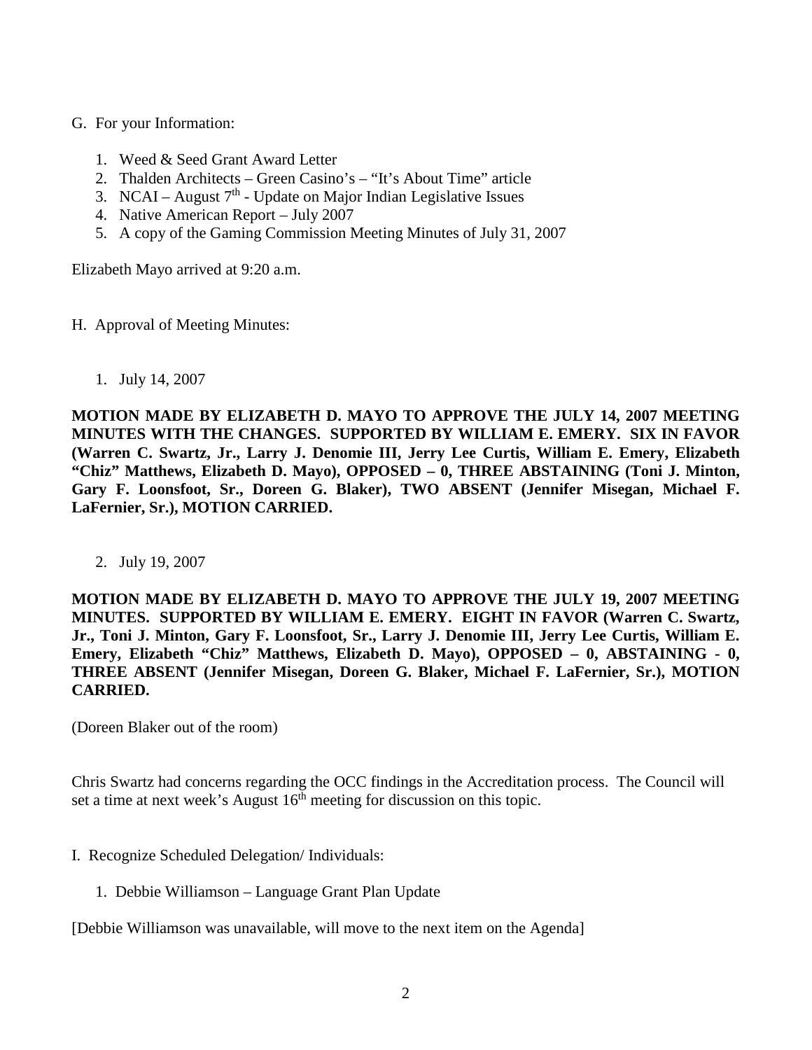G. For your Information:

1. Weed & Seed Grant Award Letter
2. Thalden Architects – Green Casino's – "It's About Time" article
3. NCAI – August 7th - Update on Major Indian Legislative Issues
4. Native American Report – July 2007
5. A copy of the Gaming Commission Meeting Minutes of July 31, 2007

Elizabeth Mayo arrived at 9:20 a.m.

H. Approval of Meeting Minutes:

1. July 14, 2007

**MOTION MADE BY ELIZABETH D. MAYO TO APPROVE THE JULY 14, 2007 MEETING MINUTES WITH THE CHANGES. SUPPORTED BY WILLIAM E. EMERY. SIX IN FAVOR (Warren C. Swartz, Jr., Larry J. Denomie III, Jerry Lee Curtis, William E. Emery, Elizabeth "Chiz" Matthews, Elizabeth D. Mayo), OPPOSED – 0, THREE ABSTAINING (Toni J. Minton, Gary F. Loonsfoot, Sr., Doreen G. Blaker), TWO ABSENT (Jennifer Misegan, Michael F. LaFernier, Sr.), MOTION CARRIED.**

2. July 19, 2007

**MOTION MADE BY ELIZABETH D. MAYO TO APPROVE THE JULY 19, 2007 MEETING MINUTES. SUPPORTED BY WILLIAM E. EMERY. EIGHT IN FAVOR (Warren C. Swartz, Jr., Toni J. Minton, Gary F. Loonsfoot, Sr., Larry J. Denomie III, Jerry Lee Curtis, William E. Emery, Elizabeth "Chiz" Matthews, Elizabeth D. Mayo), OPPOSED – 0, ABSTAINING - 0, THREE ABSENT (Jennifer Misegan, Doreen G. Blaker, Michael F. LaFernier, Sr.), MOTION CARRIED.**

(Doreen Blaker out of the room)

Chris Swartz had concerns regarding the OCC findings in the Accreditation process. The Council will set a time at next week's August 16th meeting for discussion on this topic.

I. Recognize Scheduled Delegation/ Individuals:

1. Debbie Williamson – Language Grant Plan Update

[Debbie Williamson was unavailable, will move to the next item on the Agenda]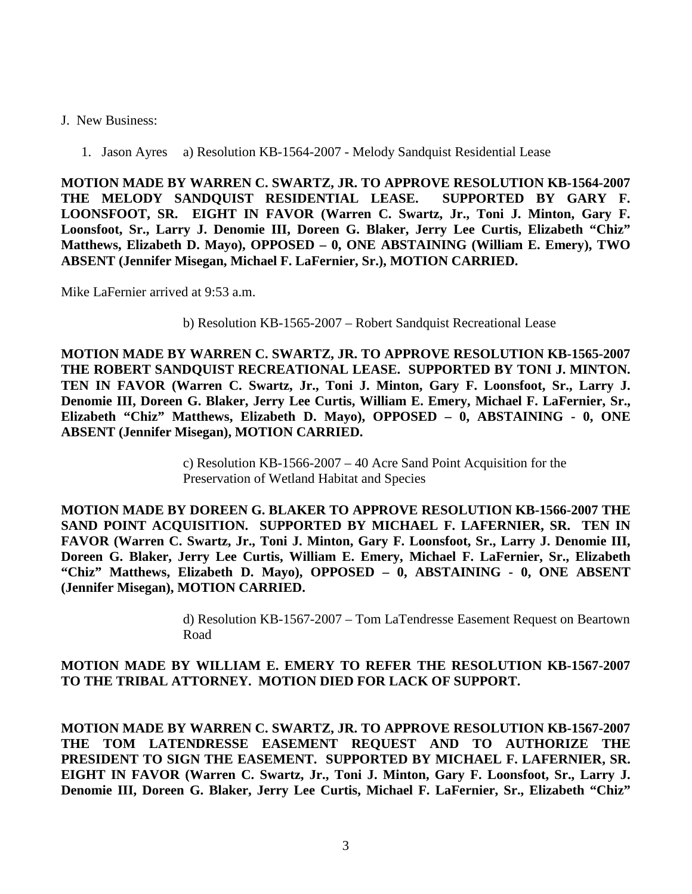J. New Business:

1. Jason Ayres a) Resolution KB-1564-2007 - Melody Sandquist Residential Lease

**MOTION MADE BY WARREN C. SWARTZ, JR. TO APPROVE RESOLUTION KB-1564-2007 THE MELODY SANDQUIST RESIDENTIAL LEASE. SUPPORTED BY GARY F. LOONSFOOT, SR. EIGHT IN FAVOR (Warren C. Swartz, Jr., Toni J. Minton, Gary F. Loonsfoot, Sr., Larry J. Denomie III, Doreen G. Blaker, Jerry Lee Curtis, Elizabeth "Chiz" Matthews, Elizabeth D. Mayo), OPPOSED – 0, ONE ABSTAINING (William E. Emery), TWO ABSENT (Jennifer Misegan, Michael F. LaFernier, Sr.), MOTION CARRIED.**

Mike LaFernier arrived at 9:53 a.m.

b) Resolution KB-1565-2007 – Robert Sandquist Recreational Lease

**MOTION MADE BY WARREN C. SWARTZ, JR. TO APPROVE RESOLUTION KB-1565-2007 THE ROBERT SANDQUIST RECREATIONAL LEASE. SUPPORTED BY TONI J. MINTON. TEN IN FAVOR (Warren C. Swartz, Jr., Toni J. Minton, Gary F. Loonsfoot, Sr., Larry J. Denomie III, Doreen G. Blaker, Jerry Lee Curtis, William E. Emery, Michael F. LaFernier, Sr., Elizabeth "Chiz" Matthews, Elizabeth D. Mayo), OPPOSED – 0, ABSTAINING - 0, ONE ABSENT (Jennifer Misegan), MOTION CARRIED.**

c) Resolution KB-1566-2007 – 40 Acre Sand Point Acquisition for the Preservation of Wetland Habitat and Species

**MOTION MADE BY DOREEN G. BLAKER TO APPROVE RESOLUTION KB-1566-2007 THE SAND POINT ACQUISITION. SUPPORTED BY MICHAEL F. LAFERNIER, SR. TEN IN FAVOR (Warren C. Swartz, Jr., Toni J. Minton, Gary F. Loonsfoot, Sr., Larry J. Denomie III, Doreen G. Blaker, Jerry Lee Curtis, William E. Emery, Michael F. LaFernier, Sr., Elizabeth "Chiz" Matthews, Elizabeth D. Mayo), OPPOSED – 0, ABSTAINING - 0, ONE ABSENT (Jennifer Misegan), MOTION CARRIED.**

d) Resolution KB-1567-2007 – Tom LaTendresse Easement Request on Beartown Road

**MOTION MADE BY WILLIAM E. EMERY TO REFER THE RESOLUTION KB-1567-2007 TO THE TRIBAL ATTORNEY. MOTION DIED FOR LACK OF SUPPORT.**

**MOTION MADE BY WARREN C. SWARTZ, JR. TO APPROVE RESOLUTION KB-1567-2007 THE TOM LATENDRESSE EASEMENT REQUEST AND TO AUTHORIZE THE PRESIDENT TO SIGN THE EASEMENT. SUPPORTED BY MICHAEL F. LAFERNIER, SR. EIGHT IN FAVOR (Warren C. Swartz, Jr., Toni J. Minton, Gary F. Loonsfoot, Sr., Larry J. Denomie III, Doreen G. Blaker, Jerry Lee Curtis, Michael F. LaFernier, Sr., Elizabeth "Chiz"**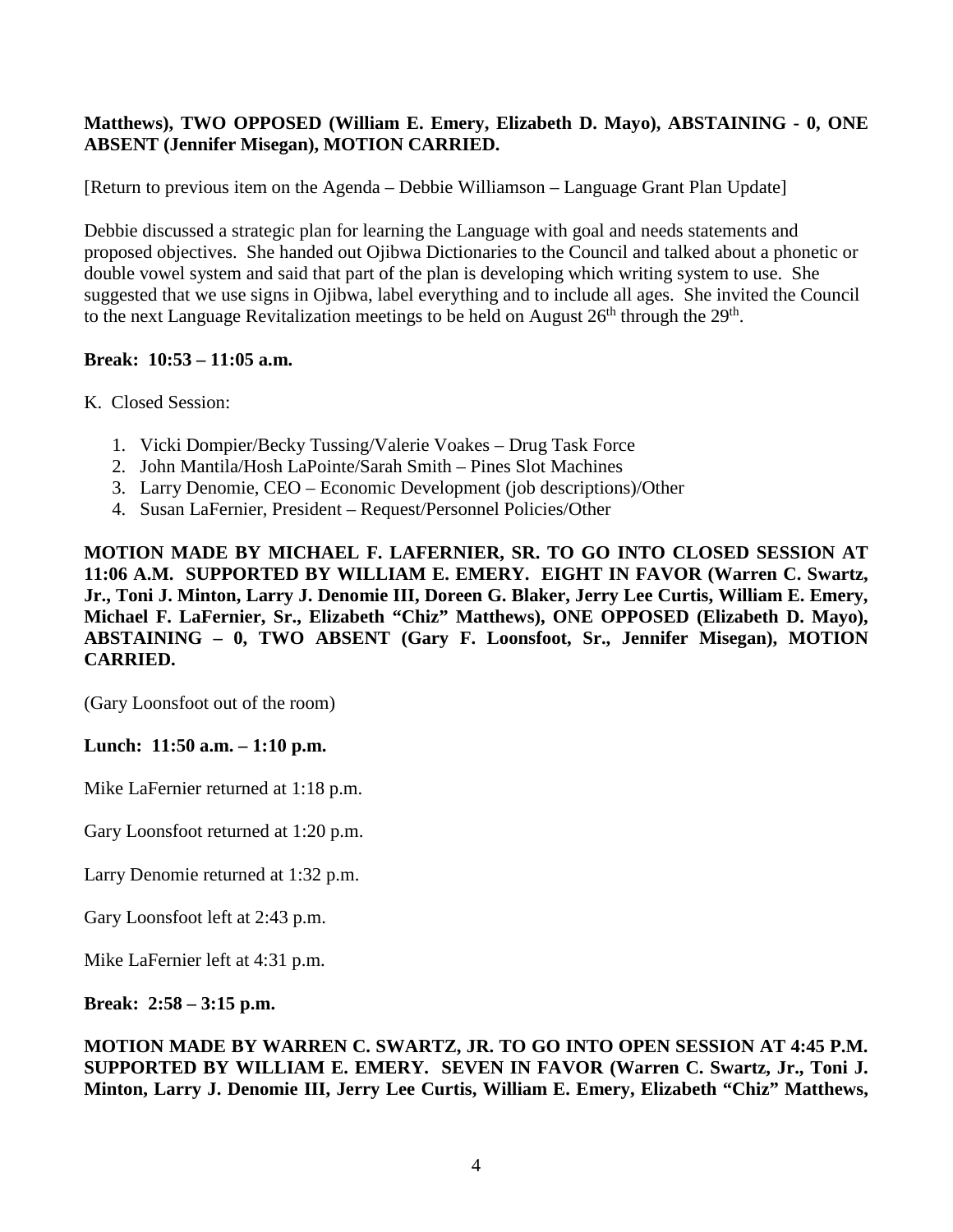**Matthews), TWO OPPOSED (William E. Emery, Elizabeth D. Mayo), ABSTAINING - 0, ONE ABSENT (Jennifer Misegan), MOTION CARRIED.**

[Return to previous item on the Agenda – Debbie Williamson – Language Grant Plan Update]

Debbie discussed a strategic plan for learning the Language with goal and needs statements and proposed objectives. She handed out Ojibwa Dictionaries to the Council and talked about a phonetic or double vowel system and said that part of the plan is developing which writing system to use. She suggested that we use signs in Ojibwa, label everything and to include all ages. She invited the Council to the next Language Revitalization meetings to be held on August 26th through the 29th.

**Break: 10:53 – 11:05 a.m.**

K. Closed Session:

1. Vicki Dompier/Becky Tussing/Valerie Voakes – Drug Task Force
2. John Mantila/Hosh LaPointe/Sarah Smith – Pines Slot Machines
3. Larry Denomie, CEO – Economic Development (job descriptions)/Other
4. Susan LaFernier, President – Request/Personnel Policies/Other

**MOTION MADE BY MICHAEL F. LAFERNIER, SR. TO GO INTO CLOSED SESSION AT 11:06 A.M. SUPPORTED BY WILLIAM E. EMERY. EIGHT IN FAVOR (Warren C. Swartz, Jr., Toni J. Minton, Larry J. Denomie III, Doreen G. Blaker, Jerry Lee Curtis, William E. Emery, Michael F. LaFernier, Sr., Elizabeth "Chiz" Matthews), ONE OPPOSED (Elizabeth D. Mayo), ABSTAINING – 0, TWO ABSENT (Gary F. Loonsfoot, Sr., Jennifer Misegan), MOTION CARRIED.**

(Gary Loonsfoot out of the room)

**Lunch: 11:50 a.m. – 1:10 p.m.**

Mike LaFernier returned at 1:18 p.m.

Gary Loonsfoot returned at 1:20 p.m.

Larry Denomie returned at 1:32 p.m.

Gary Loonsfoot left at 2:43 p.m.

Mike LaFernier left at 4:31 p.m.

**Break: 2:58 – 3:15 p.m.**

**MOTION MADE BY WARREN C. SWARTZ, JR. TO GO INTO OPEN SESSION AT 4:45 P.M. SUPPORTED BY WILLIAM E. EMERY. SEVEN IN FAVOR (Warren C. Swartz, Jr., Toni J. Minton, Larry J. Denomie III, Jerry Lee Curtis, William E. Emery, Elizabeth "Chiz" Matthews,**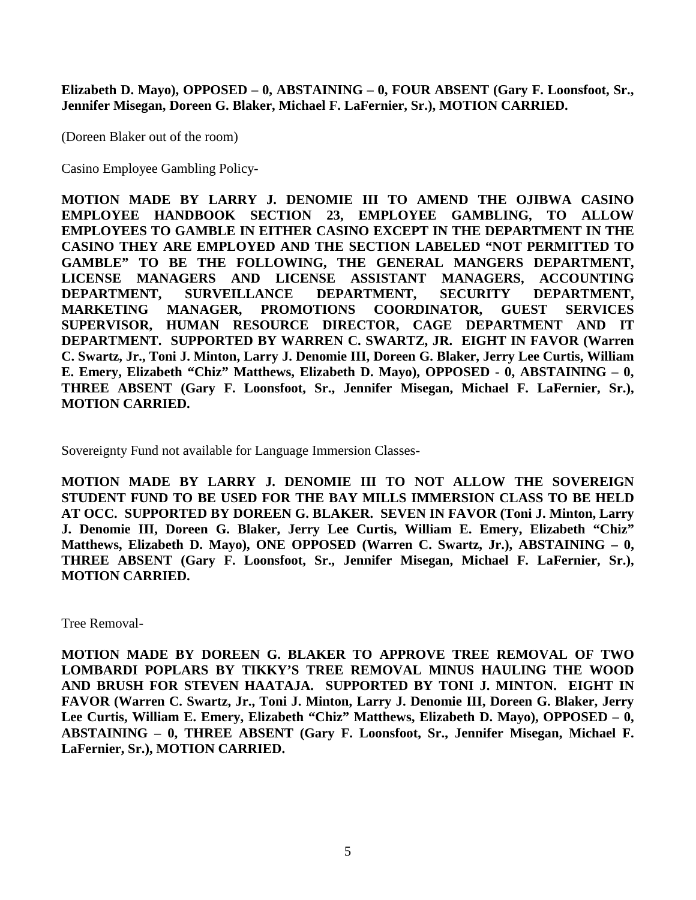**Elizabeth D. Mayo), OPPOSED – 0, ABSTAINING – 0, FOUR ABSENT (Gary F. Loonsfoot, Sr., Jennifer Misegan, Doreen G. Blaker, Michael F. LaFernier, Sr.), MOTION CARRIED.**

(Doreen Blaker out of the room)

Casino Employee Gambling Policy-

**MOTION MADE BY LARRY J. DENOMIE III TO AMEND THE OJIBWA CASINO EMPLOYEE HANDBOOK SECTION 23, EMPLOYEE GAMBLING, TO ALLOW EMPLOYEES TO GAMBLE IN EITHER CASINO EXCEPT IN THE DEPARTMENT IN THE CASINO THEY ARE EMPLOYED AND THE SECTION LABELED "NOT PERMITTED TO GAMBLE" TO BE THE FOLLOWING, THE GENERAL MANGERS DEPARTMENT, LICENSE MANAGERS AND LICENSE ASSISTANT MANAGERS, ACCOUNTING DEPARTMENT, SURVEILLANCE DEPARTMENT, SECURITY DEPARTMENT, MARKETING MANAGER, PROMOTIONS COORDINATOR, GUEST SERVICES SUPERVISOR, HUMAN RESOURCE DIRECTOR, CAGE DEPARTMENT AND IT DEPARTMENT. SUPPORTED BY WARREN C. SWARTZ, JR. EIGHT IN FAVOR (Warren C. Swartz, Jr., Toni J. Minton, Larry J. Denomie III, Doreen G. Blaker, Jerry Lee Curtis, William E. Emery, Elizabeth "Chiz" Matthews, Elizabeth D. Mayo), OPPOSED - 0, ABSTAINING – 0, THREE ABSENT (Gary F. Loonsfoot, Sr., Jennifer Misegan, Michael F. LaFernier, Sr.), MOTION CARRIED.**

Sovereignty Fund not available for Language Immersion Classes-

**MOTION MADE BY LARRY J. DENOMIE III TO NOT ALLOW THE SOVEREIGN STUDENT FUND TO BE USED FOR THE BAY MILLS IMMERSION CLASS TO BE HELD AT OCC. SUPPORTED BY DOREEN G. BLAKER. SEVEN IN FAVOR (Toni J. Minton, Larry J. Denomie III, Doreen G. Blaker, Jerry Lee Curtis, William E. Emery, Elizabeth "Chiz" Matthews, Elizabeth D. Mayo), ONE OPPOSED (Warren C. Swartz, Jr.), ABSTAINING – 0, THREE ABSENT (Gary F. Loonsfoot, Sr., Jennifer Misegan, Michael F. LaFernier, Sr.), MOTION CARRIED.**

Tree Removal-

**MOTION MADE BY DOREEN G. BLAKER TO APPROVE TREE REMOVAL OF TWO LOMBARDI POPLARS BY TIKKY'S TREE REMOVAL MINUS HAULING THE WOOD AND BRUSH FOR STEVEN HAATAJA. SUPPORTED BY TONI J. MINTON. EIGHT IN FAVOR (Warren C. Swartz, Jr., Toni J. Minton, Larry J. Denomie III, Doreen G. Blaker, Jerry Lee Curtis, William E. Emery, Elizabeth "Chiz" Matthews, Elizabeth D. Mayo), OPPOSED – 0, ABSTAINING – 0, THREE ABSENT (Gary F. Loonsfoot, Sr., Jennifer Misegan, Michael F. LaFernier, Sr.), MOTION CARRIED.**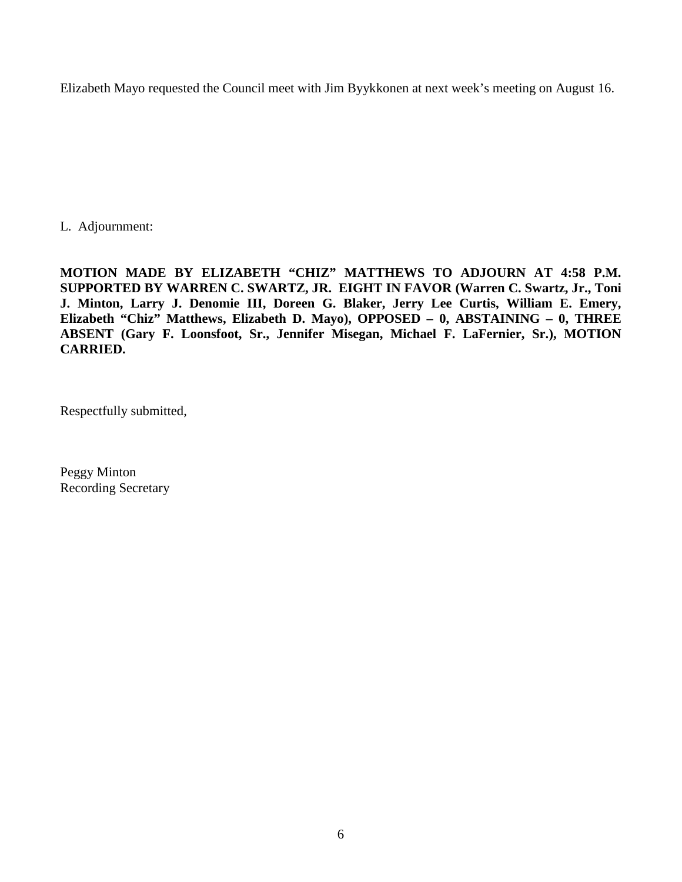Elizabeth Mayo requested the Council meet with Jim Byykkonen at next week's meeting on August 16.

L. Adjournment:

**MOTION MADE BY ELIZABETH "CHIZ" MATTHEWS TO ADJOURN AT 4:58 P.M. SUPPORTED BY WARREN C. SWARTZ, JR. EIGHT IN FAVOR (Warren C. Swartz, Jr., Toni J. Minton, Larry J. Denomie III, Doreen G. Blaker, Jerry Lee Curtis, William E. Emery, Elizabeth "Chiz" Matthews, Elizabeth D. Mayo), OPPOSED – 0, ABSTAINING – 0, THREE ABSENT (Gary F. Loonsfoot, Sr., Jennifer Misegan, Michael F. LaFernier, Sr.), MOTION CARRIED.**

Respectfully submitted,

Peggy Minton
Recording Secretary